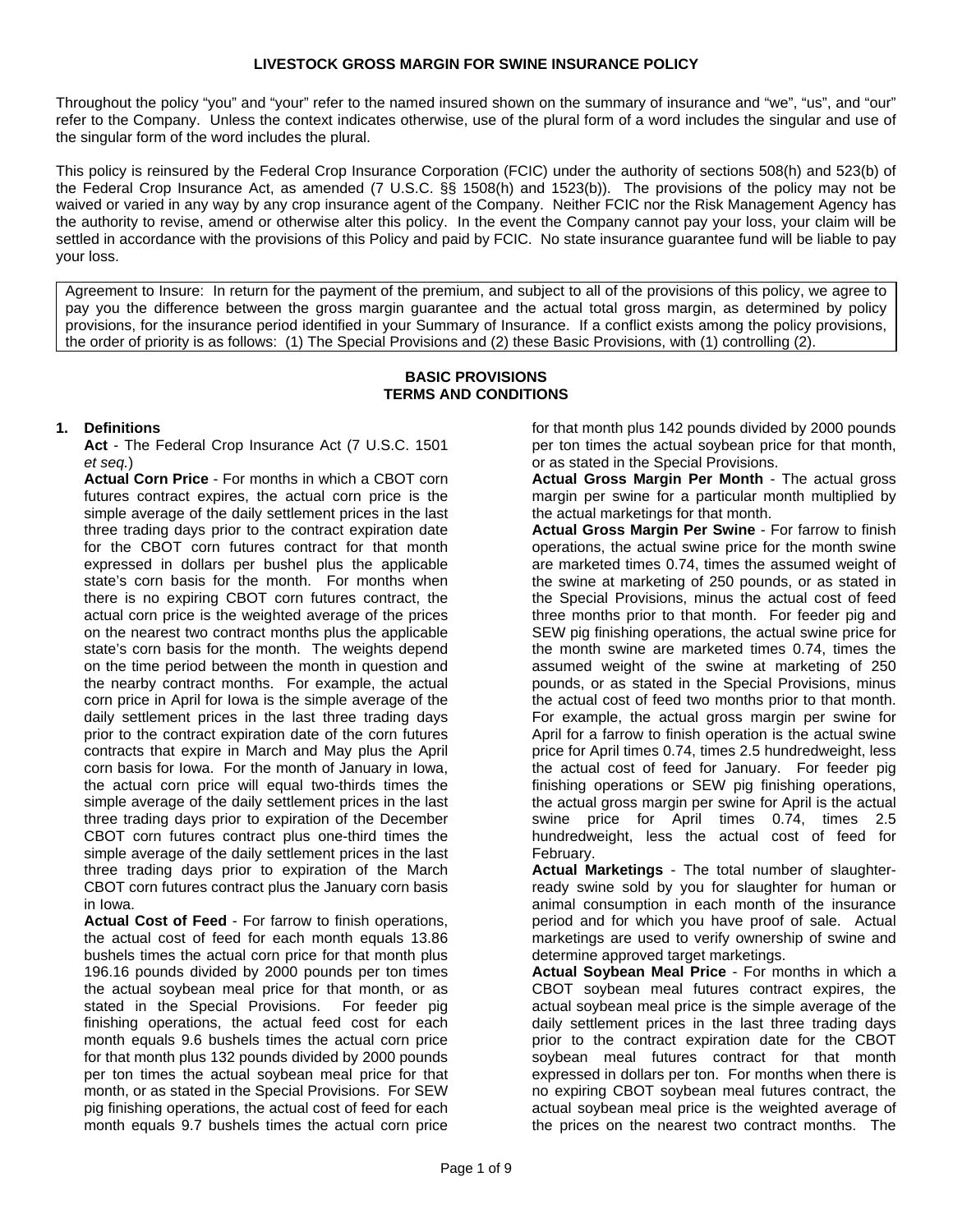# LIVESTOCK GROSS MARGIN FOR SWINE INSURANCE POLICY

Throughout the policy "you" and "your" refer to the named insured shown on the summary of insurance and "we", "us", and "our" refer to the Company. Unless the context indicates otherwise, use of the plural form of a word includes the singular and use of the singular form of the word includes the plural.

This policy is reinsured by the Federal Crop Insurance Corporation (FCIC) under the authority of sections 508(h) and 523(b) of the Federal Crop Insurance Act, as amended (7 U.S.C. §§ 1508(h) and 1523(b)). The provisions of the policy may not be waived or varied in any way by any crop insurance agent of the Company. Neither FCIC nor the Risk Management Agency has the authority to revise, amend or otherwise alter this policy. In the event the Company cannot pay your loss, your claim will be settled in accordance with the provisions of this Policy and paid by FCIC. No state insurance guarantee fund will be liable to pay your loss.

Agreement to Insure: In return for the payment of the premium, and subject to all of the provisions of this policy, we agree to pay you the difference between the gross margin guarantee and the actual total gross margin, as determined by policy provisions, for the insurance period identified in your Summary of Insurance. If a conflict exists among the policy provisions, the order of priority is as follows: (1) The Special Provisions and (2) these Basic Provisions, with (1) controlling (2).

## BASIC PROVISIONS
## TERMS AND CONDITIONS

**1. Definitions**

**Act** - The Federal Crop Insurance Act (7 U.S.C. 1501 *et seq.*)

**Actual Corn Price** - For months in which a CBOT corn futures contract expires, the actual corn price is the simple average of the daily settlement prices in the last three trading days prior to the contract expiration date for the CBOT corn futures contract for that month expressed in dollars per bushel plus the applicable state's corn basis for the month. For months when there is no expiring CBOT corn futures contract, the actual corn price is the weighted average of the prices on the nearest two contract months plus the applicable state's corn basis for the month. The weights depend on the time period between the month in question and the nearby contract months. For example, the actual corn price in April for Iowa is the simple average of the daily settlement prices in the last three trading days prior to the contract expiration date of the corn futures contracts that expire in March and May plus the April corn basis for Iowa. For the month of January in Iowa, the actual corn price will equal two-thirds times the simple average of the daily settlement prices in the last three trading days prior to expiration of the December CBOT corn futures contract plus one-third times the simple average of the daily settlement prices in the last three trading days prior to expiration of the March CBOT corn futures contract plus the January corn basis in Iowa.

**Actual Cost of Feed** - For farrow to finish operations, the actual cost of feed for each month equals 13.86 bushels times the actual corn price for that month plus 196.16 pounds divided by 2000 pounds per ton times the actual soybean meal price for that month, or as stated in the Special Provisions. For feeder pig finishing operations, the actual feed cost for each month equals 9.6 bushels times the actual corn price for that month plus 132 pounds divided by 2000 pounds per ton times the actual soybean meal price for that month, or as stated in the Special Provisions. For SEW pig finishing operations, the actual cost of feed for each month equals 9.7 bushels times the actual corn price for that month plus 142 pounds divided by 2000 pounds per ton times the actual soybean price for that month, or as stated in the Special Provisions.

**Actual Gross Margin Per Month** - The actual gross margin per swine for a particular month multiplied by the actual marketings for that month.

**Actual Gross Margin Per Swine** - For farrow to finish operations, the actual swine price for the month swine are marketed times 0.74, times the assumed weight of the swine at marketing of 250 pounds, or as stated in the Special Provisions, minus the actual cost of feed three months prior to that month. For feeder pig and SEW pig finishing operations, the actual swine price for the month swine are marketed times 0.74, times the assumed weight of the swine at marketing of 250 pounds, or as stated in the Special Provisions, minus the actual cost of feed two months prior to that month. For example, the actual gross margin per swine for April for a farrow to finish operation is the actual swine price for April times 0.74, times 2.5 hundredweight, less the actual cost of feed for January. For feeder pig finishing operations or SEW pig finishing operations, the actual gross margin per swine for April is the actual swine price for April times 0.74, times 2.5 hundredweight, less the actual cost of feed for February.

**Actual Marketings** - The total number of slaughter-ready swine sold by you for slaughter for human or animal consumption in each month of the insurance period and for which you have proof of sale. Actual marketings are used to verify ownership of swine and determine approved target marketings.

**Actual Soybean Meal Price** - For months in which a CBOT soybean meal futures contract expires, the actual soybean meal price is the simple average of the daily settlement prices in the last three trading days prior to the contract expiration date for the CBOT soybean meal futures contract for that month expressed in dollars per ton. For months when there is no expiring CBOT soybean meal futures contract, the actual soybean meal price is the weighted average of the prices on the nearest two contract months. The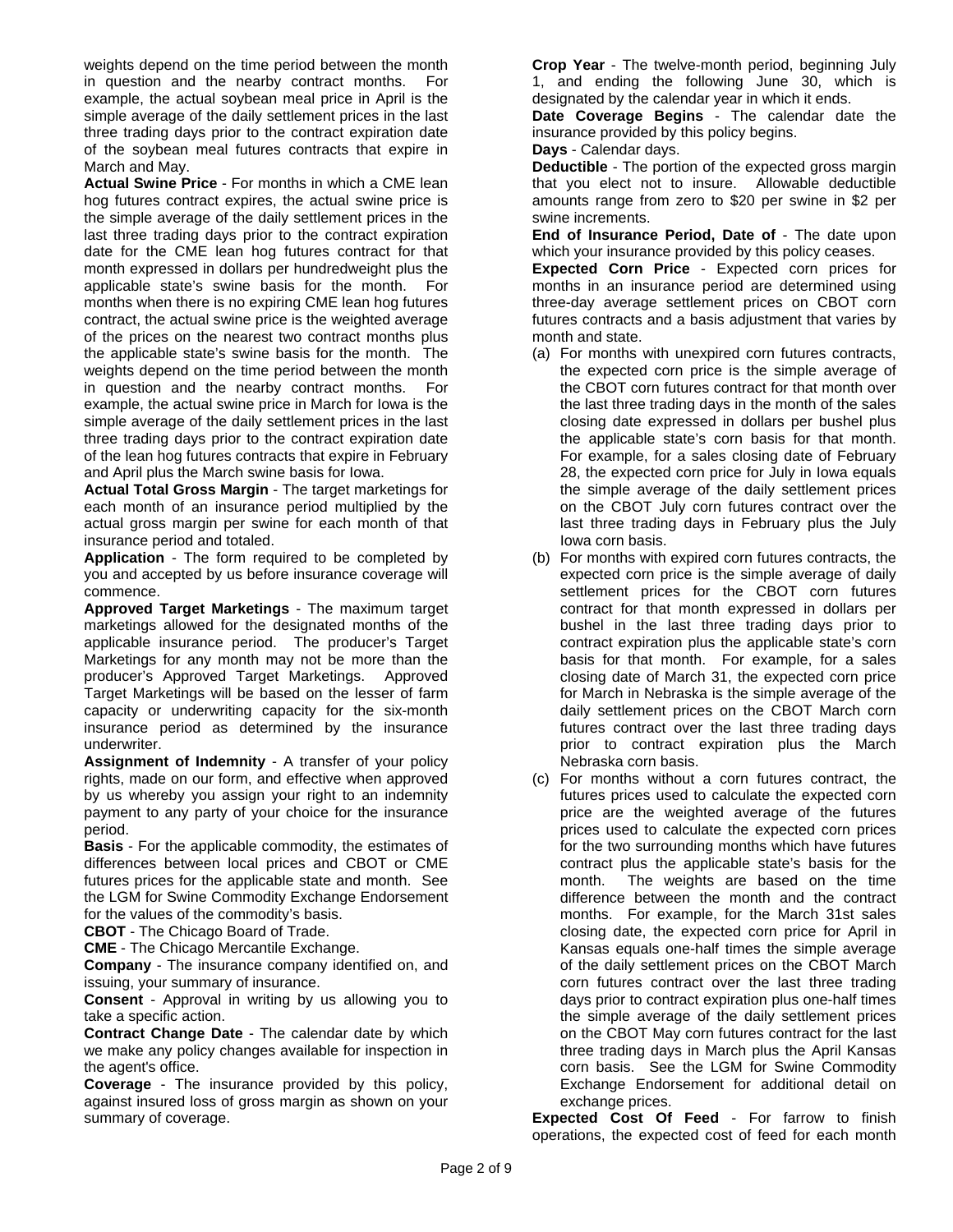weights depend on the time period between the month in question and the nearby contract months. For example, the actual soybean meal price in April is the simple average of the daily settlement prices in the last three trading days prior to the contract expiration date of the soybean meal futures contracts that expire in March and May.

**Actual Swine Price** - For months in which a CME lean hog futures contract expires, the actual swine price is the simple average of the daily settlement prices in the last three trading days prior to the contract expiration date for the CME lean hog futures contract for that month expressed in dollars per hundredweight plus the applicable state's swine basis for the month. For months when there is no expiring CME lean hog futures contract, the actual swine price is the weighted average of the prices on the nearest two contract months plus the applicable state's swine basis for the month. The weights depend on the time period between the month in question and the nearby contract months. For example, the actual swine price in March for Iowa is the simple average of the daily settlement prices in the last three trading days prior to the contract expiration date of the lean hog futures contracts that expire in February and April plus the March swine basis for Iowa.

**Actual Total Gross Margin** - The target marketings for each month of an insurance period multiplied by the actual gross margin per swine for each month of that insurance period and totaled.

**Application** - The form required to be completed by you and accepted by us before insurance coverage will commence.

**Approved Target Marketings** - The maximum target marketings allowed for the designated months of the applicable insurance period. The producer's Target Marketings for any month may not be more than the producer's Approved Target Marketings. Approved Target Marketings will be based on the lesser of farm capacity or underwriting capacity for the six-month insurance period as determined by the insurance underwriter.

**Assignment of Indemnity** - A transfer of your policy rights, made on our form, and effective when approved by us whereby you assign your right to an indemnity payment to any party of your choice for the insurance period.

**Basis** - For the applicable commodity, the estimates of differences between local prices and CBOT or CME futures prices for the applicable state and month. See the LGM for Swine Commodity Exchange Endorsement for the values of the commodity's basis.

**CBOT** - The Chicago Board of Trade.

**CME** - The Chicago Mercantile Exchange.

**Company** - The insurance company identified on, and issuing, your summary of insurance.

**Consent** - Approval in writing by us allowing you to take a specific action.

**Contract Change Date** - The calendar date by which we make any policy changes available for inspection in the agent's office.

**Coverage** - The insurance provided by this policy, against insured loss of gross margin as shown on your summary of coverage.

**Crop Year** - The twelve-month period, beginning July 1, and ending the following June 30, which is designated by the calendar year in which it ends.

**Date Coverage Begins** - The calendar date the insurance provided by this policy begins.

**Days** - Calendar days.

**Deductible** - The portion of the expected gross margin that you elect not to insure. Allowable deductible amounts range from zero to $20 per swine in $2 per swine increments.

**End of Insurance Period, Date of** - The date upon which your insurance provided by this policy ceases.

**Expected Corn Price** - Expected corn prices for months in an insurance period are determined using three-day average settlement prices on CBOT corn futures contracts and a basis adjustment that varies by month and state.

(a) For months with unexpired corn futures contracts, the expected corn price is the simple average of the CBOT corn futures contract for that month over the last three trading days in the month of the sales closing date expressed in dollars per bushel plus the applicable state's corn basis for that month. For example, for a sales closing date of February 28, the expected corn price for July in Iowa equals the simple average of the daily settlement prices on the CBOT July corn futures contract over the last three trading days in February plus the July Iowa corn basis.

(b) For months with expired corn futures contracts, the expected corn price is the simple average of daily settlement prices for the CBOT corn futures contract for that month expressed in dollars per bushel in the last three trading days prior to contract expiration plus the applicable state's corn basis for that month. For example, for a sales closing date of March 31, the expected corn price for March in Nebraska is the simple average of the daily settlement prices on the CBOT March corn futures contract over the last three trading days prior to contract expiration plus the March Nebraska corn basis.

(c) For months without a corn futures contract, the futures prices used to calculate the expected corn price are the weighted average of the futures prices used to calculate the expected corn prices for the two surrounding months which have futures contract plus the applicable state's basis for the month. The weights are based on the time difference between the month and the contract months. For example, for the March 31st sales closing date, the expected corn price for April in Kansas equals one-half times the simple average of the daily settlement prices on the CBOT March corn futures contract over the last three trading days prior to contract expiration plus one-half times the simple average of the daily settlement prices on the CBOT May corn futures contract for the last three trading days in March plus the April Kansas corn basis. See the LGM for Swine Commodity Exchange Endorsement for additional detail on exchange prices.

**Expected Cost Of Feed** - For farrow to finish operations, the expected cost of feed for each month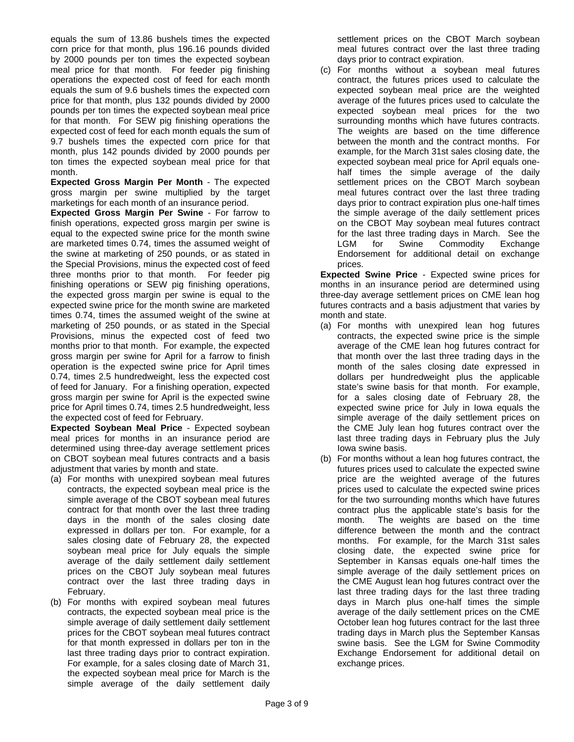equals the sum of 13.86 bushels times the expected corn price for that month, plus 196.16 pounds divided by 2000 pounds per ton times the expected soybean meal price for that month. For feeder pig finishing operations the expected cost of feed for each month equals the sum of 9.6 bushels times the expected corn price for that month, plus 132 pounds divided by 2000 pounds per ton times the expected soybean meal price for that month. For SEW pig finishing operations the expected cost of feed for each month equals the sum of 9.7 bushels times the expected corn price for that month, plus 142 pounds divided by 2000 pounds per ton times the expected soybean meal price for that month.

**Expected Gross Margin Per Month** - The expected gross margin per swine multiplied by the target marketings for each month of an insurance period.

**Expected Gross Margin Per Swine** - For farrow to finish operations, expected gross margin per swine is equal to the expected swine price for the month swine are marketed times 0.74, times the assumed weight of the swine at marketing of 250 pounds, or as stated in the Special Provisions, minus the expected cost of feed three months prior to that month. For feeder pig finishing operations or SEW pig finishing operations, the expected gross margin per swine is equal to the expected swine price for the month swine are marketed times 0.74, times the assumed weight of the swine at marketing of 250 pounds, or as stated in the Special Provisions, minus the expected cost of feed two months prior to that month. For example, the expected gross margin per swine for April for a farrow to finish operation is the expected swine price for April times 0.74, times 2.5 hundredweight, less the expected cost of feed for January. For a finishing operation, expected gross margin per swine for April is the expected swine price for April times 0.74, times 2.5 hundredweight, less the expected cost of feed for February.

**Expected Soybean Meal Price** - Expected soybean meal prices for months in an insurance period are determined using three-day average settlement prices on CBOT soybean meal futures contracts and a basis adjustment that varies by month and state.

(a) For months with unexpired soybean meal futures contracts, the expected soybean meal price is the simple average of the CBOT soybean meal futures contract for that month over the last three trading days in the month of the sales closing date expressed in dollars per ton. For example, for a sales closing date of February 28, the expected soybean meal price for July equals the simple average of the daily settlement daily settlement prices on the CBOT July soybean meal futures contract over the last three trading days in February.

(b) For months with expired soybean meal futures contracts, the expected soybean meal price is the simple average of daily settlement daily settlement prices for the CBOT soybean meal futures contract for that month expressed in dollars per ton in the last three trading days prior to contract expiration. For example, for a sales closing date of March 31, the expected soybean meal price for March is the simple average of the daily settlement daily settlement prices on the CBOT March soybean meal futures contract over the last three trading days prior to contract expiration.

(c) For months without a soybean meal futures contract, the futures prices used to calculate the expected soybean meal price are the weighted average of the futures prices used to calculate the expected soybean meal prices for the two surrounding months which have futures contracts. The weights are based on the time difference between the month and the contract months. For example, for the March 31st sales closing date, the expected soybean meal price for April equals one-half times the simple average of the daily settlement prices on the CBOT March soybean meal futures contract over the last three trading days prior to contract expiration plus one-half times the simple average of the daily settlement prices on the CBOT May soybean meal futures contract for the last three trading days in March. See the LGM for Swine Commodity Exchange Endorsement for additional detail on exchange prices.

**Expected Swine Price** - Expected swine prices for months in an insurance period are determined using three-day average settlement prices on CME lean hog futures contracts and a basis adjustment that varies by month and state.

(a) For months with unexpired lean hog futures contracts, the expected swine price is the simple average of the CME lean hog futures contract for that month over the last three trading days in the month of the sales closing date expressed in dollars per hundredweight plus the applicable state's swine basis for that month. For example, for a sales closing date of February 28, the expected swine price for July in Iowa equals the simple average of the daily settlement prices on the CME July lean hog futures contract over the last three trading days in February plus the July Iowa swine basis.

(b) For months without a lean hog futures contract, the futures prices used to calculate the expected swine price are the weighted average of the futures prices used to calculate the expected swine prices for the two surrounding months which have futures contract plus the applicable state's basis for the month. The weights are based on the time difference between the month and the contract months. For example, for the March 31st sales closing date, the expected swine price for September in Kansas equals one-half times the simple average of the daily settlement prices on the CME August lean hog futures contract over the last three trading days for the last three trading days in March plus one-half times the simple average of the daily settlement prices on the CME October lean hog futures contract for the last three trading days in March plus the September Kansas swine basis. See the LGM for Swine Commodity Exchange Endorsement for additional detail on exchange prices.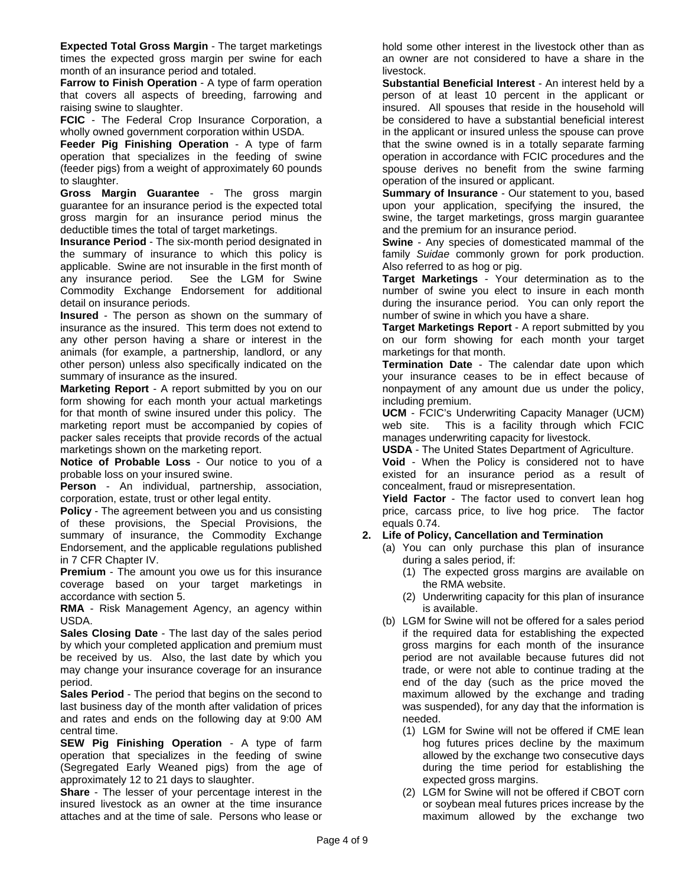**Expected Total Gross Margin** - The target marketings times the expected gross margin per swine for each month of an insurance period and totaled.

**Farrow to Finish Operation** - A type of farm operation that covers all aspects of breeding, farrowing and raising swine to slaughter.

**FCIC** - The Federal Crop Insurance Corporation, a wholly owned government corporation within USDA.

**Feeder Pig Finishing Operation** - A type of farm operation that specializes in the feeding of swine (feeder pigs) from a weight of approximately 60 pounds to slaughter.

**Gross Margin Guarantee** - The gross margin guarantee for an insurance period is the expected total gross margin for an insurance period minus the deductible times the total of target marketings.

**Insurance Period** - The six-month period designated in the summary of insurance to which this policy is applicable. Swine are not insurable in the first month of any insurance period. See the LGM for Swine Commodity Exchange Endorsement for additional detail on insurance periods.

**Insured** - The person as shown on the summary of insurance as the insured. This term does not extend to any other person having a share or interest in the animals (for example, a partnership, landlord, or any other person) unless also specifically indicated on the summary of insurance as the insured.

**Marketing Report** - A report submitted by you on our form showing for each month your actual marketings for that month of swine insured under this policy. The marketing report must be accompanied by copies of packer sales receipts that provide records of the actual marketings shown on the marketing report.

**Notice of Probable Loss** - Our notice to you of a probable loss on your insured swine.

**Person** - An individual, partnership, association, corporation, estate, trust or other legal entity.

**Policy** - The agreement between you and us consisting of these provisions, the Special Provisions, the summary of insurance, the Commodity Exchange Endorsement, and the applicable regulations published in 7 CFR Chapter IV.

**Premium** - The amount you owe us for this insurance coverage based on your target marketings in accordance with section 5.

**RMA** - Risk Management Agency, an agency within USDA.

**Sales Closing Date** - The last day of the sales period by which your completed application and premium must be received by us. Also, the last date by which you may change your insurance coverage for an insurance period.

**Sales Period** - The period that begins on the second to last business day of the month after validation of prices and rates and ends on the following day at 9:00 AM central time.

**SEW Pig Finishing Operation** - A type of farm operation that specializes in the feeding of swine (Segregated Early Weaned pigs) from the age of approximately 12 to 21 days to slaughter.

**Share** - The lesser of your percentage interest in the insured livestock as an owner at the time insurance attaches and at the time of sale. Persons who lease or hold some other interest in the livestock other than as an owner are not considered to have a share in the livestock.

**Substantial Beneficial Interest** - An interest held by a person of at least 10 percent in the applicant or insured. All spouses that reside in the household will be considered to have a substantial beneficial interest in the applicant or insured unless the spouse can prove that the swine owned is in a totally separate farming operation in accordance with FCIC procedures and the spouse derives no benefit from the swine farming operation of the insured or applicant.

**Summary of Insurance** - Our statement to you, based upon your application, specifying the insured, the swine, the target marketings, gross margin guarantee and the premium for an insurance period.

**Swine** - Any species of domesticated mammal of the family *Suidae* commonly grown for pork production. Also referred to as hog or pig.

**Target Marketings** - Your determination as to the number of swine you elect to insure in each month during the insurance period. You can only report the number of swine in which you have a share.

**Target Marketings Report** - A report submitted by you on our form showing for each month your target marketings for that month.

**Termination Date** - The calendar date upon which your insurance ceases to be in effect because of nonpayment of any amount due us under the policy, including premium.

**UCM** - FCIC's Underwriting Capacity Manager (UCM) web site. This is a facility through which FCIC manages underwriting capacity for livestock.

**USDA** - The United States Department of Agriculture.

**Void** - When the Policy is considered not to have existed for an insurance period as a result of concealment, fraud or misrepresentation.

**Yield Factor** - The factor used to convert lean hog price, carcass price, to live hog price. The factor equals 0.74.

**2. Life of Policy, Cancellation and Termination**

(a) You can only purchase this plan of insurance during a sales period, if:

(1) The expected gross margins are available on the RMA website.

(2) Underwriting capacity for this plan of insurance is available.

(b) LGM for Swine will not be offered for a sales period if the required data for establishing the expected gross margins for each month of the insurance period are not available because futures did not trade, or were not able to continue trading at the end of the day (such as the price moved the maximum allowed by the exchange and trading was suspended), for any day that the information is needed.

(1) LGM for Swine will not be offered if CME lean hog futures prices decline by the maximum allowed by the exchange two consecutive days during the time period for establishing the expected gross margins.

(2) LGM for Swine will not be offered if CBOT corn or soybean meal futures prices increase by the maximum allowed by the exchange two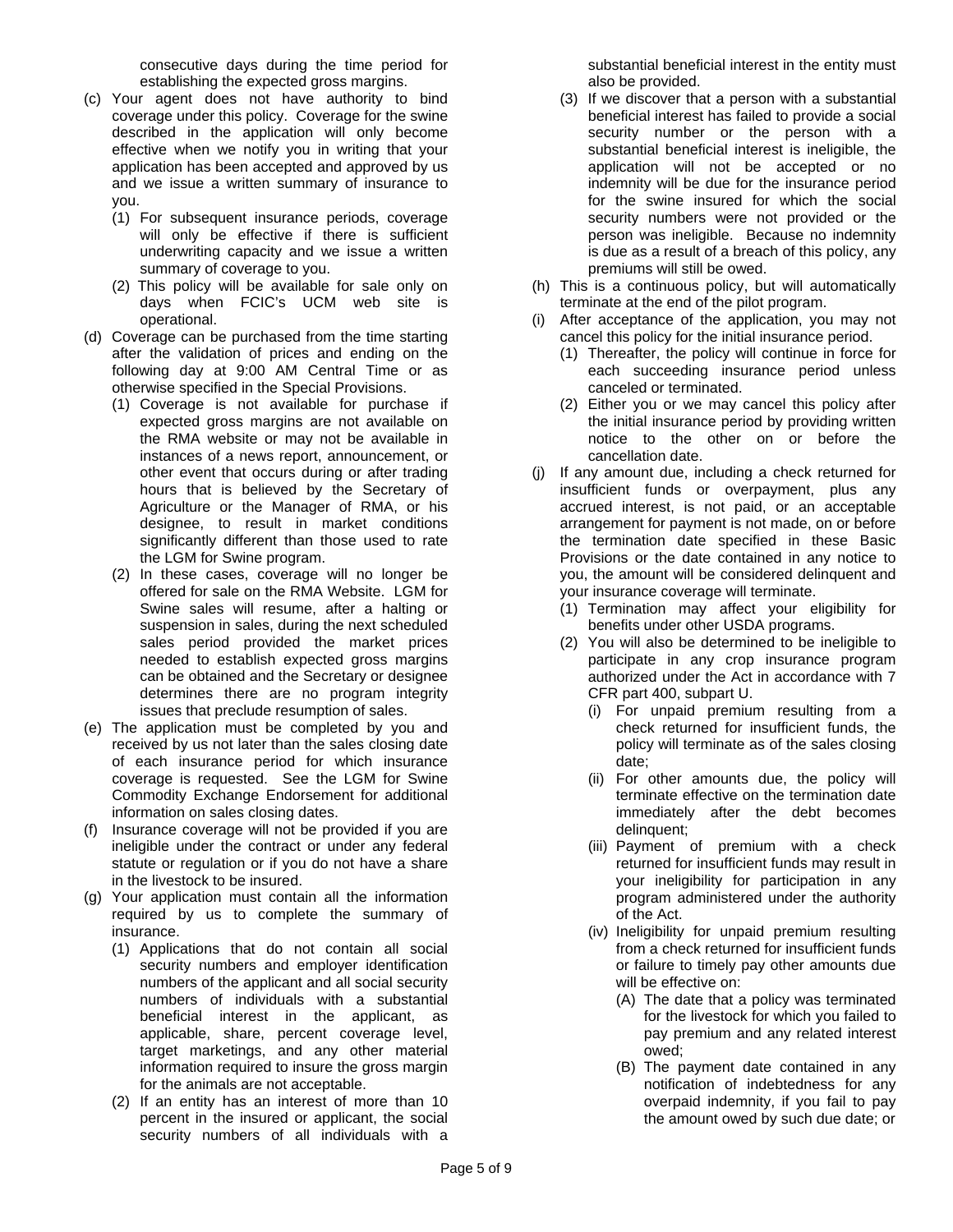consecutive days during the time period for establishing the expected gross margins.

(c) Your agent does not have authority to bind coverage under this policy. Coverage for the swine described in the application will only become effective when we notify you in writing that your application has been accepted and approved by us and we issue a written summary of insurance to you.

  (1) For subsequent insurance periods, coverage will only be effective if there is sufficient underwriting capacity and we issue a written summary of coverage to you.

  (2) This policy will be available for sale only on days when FCIC's UCM web site is operational.

(d) Coverage can be purchased from the time starting after the validation of prices and ending on the following day at 9:00 AM Central Time or as otherwise specified in the Special Provisions.

  (1) Coverage is not available for purchase if expected gross margins are not available on the RMA website or may not be available in instances of a news report, announcement, or other event that occurs during or after trading hours that is believed by the Secretary of Agriculture or the Manager of RMA, or his designee, to result in market conditions significantly different than those used to rate the LGM for Swine program.

  (2) In these cases, coverage will no longer be offered for sale on the RMA Website. LGM for Swine sales will resume, after a halting or suspension in sales, during the next scheduled sales period provided the market prices needed to establish expected gross margins can be obtained and the Secretary or designee determines there are no program integrity issues that preclude resumption of sales.

(e) The application must be completed by you and received by us not later than the sales closing date of each insurance period for which insurance coverage is requested. See the LGM for Swine Commodity Exchange Endorsement for additional information on sales closing dates.

(f) Insurance coverage will not be provided if you are ineligible under the contract or under any federal statute or regulation or if you do not have a share in the livestock to be insured.

(g) Your application must contain all the information required by us to complete the summary of insurance.

  (1) Applications that do not contain all social security numbers and employer identification numbers of the applicant and all social security numbers of individuals with a substantial beneficial interest in the applicant, as applicable, share, percent coverage level, target marketings, and any other material information required to insure the gross margin for the animals are not acceptable.

  (2) If an entity has an interest of more than 10 percent in the insured or applicant, the social security numbers of all individuals with a substantial beneficial interest in the entity must also be provided.

  (3) If we discover that a person with a substantial beneficial interest has failed to provide a social security number or the person with a substantial beneficial interest is ineligible, the application will not be accepted or no indemnity will be due for the insurance period for the swine insured for which the social security numbers were not provided or the person was ineligible. Because no indemnity is due as a result of a breach of this policy, any premiums will still be owed.

(h) This is a continuous policy, but will automatically terminate at the end of the pilot program.

(i) After acceptance of the application, you may not cancel this policy for the initial insurance period.

  (1) Thereafter, the policy will continue in force for each succeeding insurance period unless canceled or terminated.

  (2) Either you or we may cancel this policy after the initial insurance period by providing written notice to the other on or before the cancellation date.

(j) If any amount due, including a check returned for insufficient funds or overpayment, plus any accrued interest, is not paid, or an acceptable arrangement for payment is not made, on or before the termination date specified in these Basic Provisions or the date contained in any notice to you, the amount will be considered delinquent and your insurance coverage will terminate.

  (1) Termination may affect your eligibility for benefits under other USDA programs.

  (2) You will also be determined to be ineligible to participate in any crop insurance program authorized under the Act in accordance with 7 CFR part 400, subpart U.

    (i) For unpaid premium resulting from a check returned for insufficient funds, the policy will terminate as of the sales closing date;

    (ii) For other amounts due, the policy will terminate effective on the termination date immediately after the debt becomes delinquent;

    (iii) Payment of premium with a check returned for insufficient funds may result in your ineligibility for participation in any program administered under the authority of the Act.

    (iv) Ineligibility for unpaid premium resulting from a check returned for insufficient funds or failure to timely pay other amounts due will be effective on:

      (A) The date that a policy was terminated for the livestock for which you failed to pay premium and any related interest owed;

      (B) The payment date contained in any notification of indebtedness for any overpaid indemnity, if you fail to pay the amount owed by such due date; or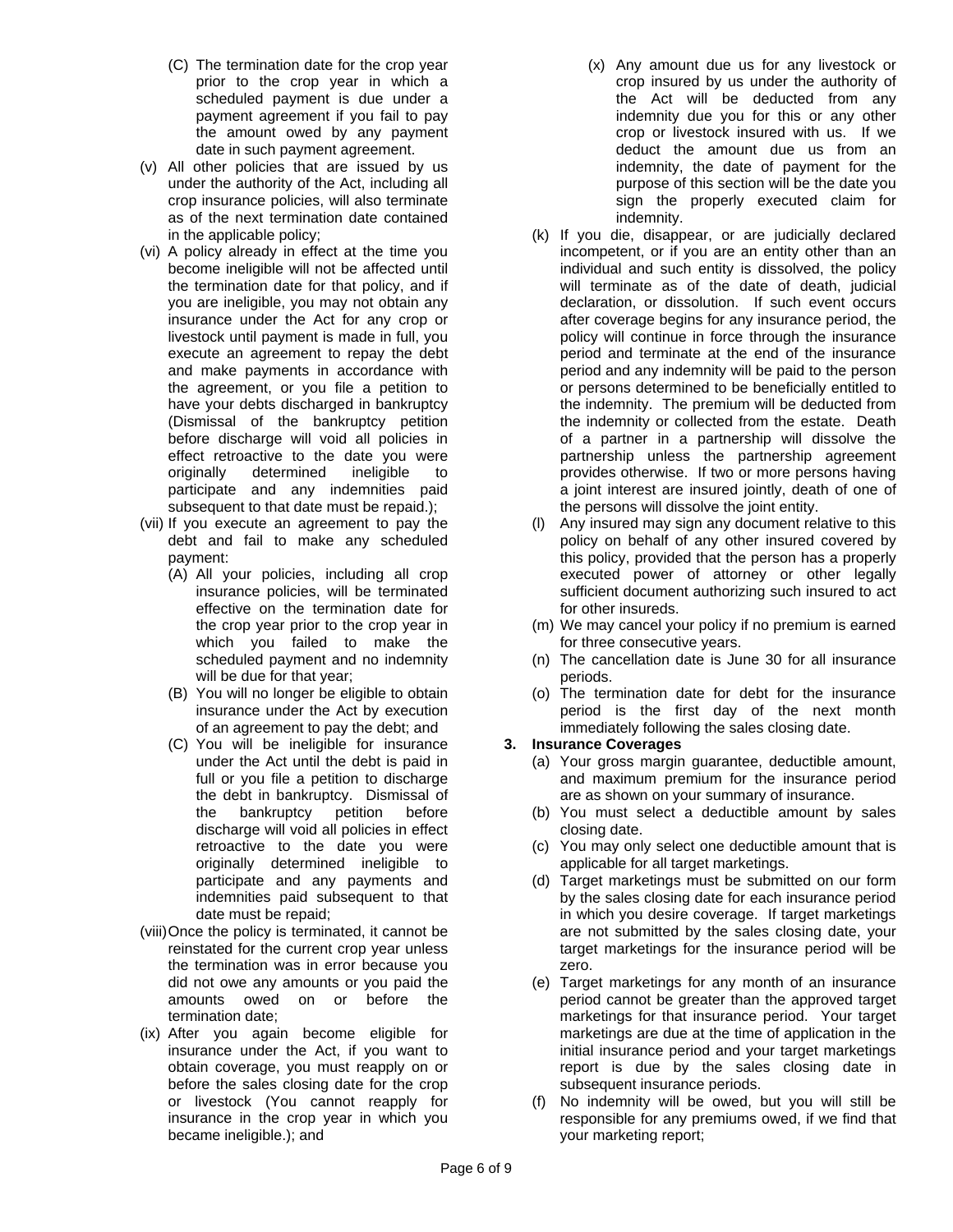(C) The termination date for the crop year prior to the crop year in which a scheduled payment is due under a payment agreement if you fail to pay the amount owed by any payment date in such payment agreement.

(v) All other policies that are issued by us under the authority of the Act, including all crop insurance policies, will also terminate as of the next termination date contained in the applicable policy;

(vi) A policy already in effect at the time you become ineligible will not be affected until the termination date for that policy, and if you are ineligible, you may not obtain any insurance under the Act for any crop or livestock until payment is made in full, you execute an agreement to repay the debt and make payments in accordance with the agreement, or you file a petition to have your debts discharged in bankruptcy (Dismissal of the bankruptcy petition before discharge will void all policies in effect retroactive to the date you were originally determined ineligible to participate and any indemnities paid subsequent to that date must be repaid.);

(vii) If you execute an agreement to pay the debt and fail to make any scheduled payment:

(A) All your policies, including all crop insurance policies, will be terminated effective on the termination date for the crop year prior to the crop year in which you failed to make the scheduled payment and no indemnity will be due for that year;

(B) You will no longer be eligible to obtain insurance under the Act by execution of an agreement to pay the debt; and

(C) You will be ineligible for insurance under the Act until the debt is paid in full or you file a petition to discharge the debt in bankruptcy. Dismissal of the bankruptcy petition before discharge will void all policies in effect retroactive to the date you were originally determined ineligible to participate and any payments and indemnities paid subsequent to that date must be repaid;

(viii) Once the policy is terminated, it cannot be reinstated for the current crop year unless the termination was in error because you did not owe any amounts or you paid the amounts owed on or before the termination date;

(ix) After you again become eligible for insurance under the Act, if you want to obtain coverage, you must reapply on or before the sales closing date for the crop or livestock (You cannot reapply for insurance in the crop year in which you became ineligible.); and

(x) Any amount due us for any livestock or crop insured by us under the authority of the Act will be deducted from any indemnity due you for this or any other crop or livestock insured with us. If we deduct the amount due us from an indemnity, the date of payment for the purpose of this section will be the date you sign the properly executed claim for indemnity.

(k) If you die, disappear, or are judicially declared incompetent, or if you are an entity other than an individual and such entity is dissolved, the policy will terminate as of the date of death, judicial declaration, or dissolution. If such event occurs after coverage begins for any insurance period, the policy will continue in force through the insurance period and terminate at the end of the insurance period and any indemnity will be paid to the person or persons determined to be beneficially entitled to the indemnity. The premium will be deducted from the indemnity or collected from the estate. Death of a partner in a partnership will dissolve the partnership unless the partnership agreement provides otherwise. If two or more persons having a joint interest are insured jointly, death of one of the persons will dissolve the joint entity.

(l) Any insured may sign any document relative to this policy on behalf of any other insured covered by this policy, provided that the person has a properly executed power of attorney or other legally sufficient document authorizing such insured to act for other insureds.

(m) We may cancel your policy if no premium is earned for three consecutive years.

(n) The cancellation date is June 30 for all insurance periods.

(o) The termination date for debt for the insurance period is the first day of the next month immediately following the sales closing date.

**3. Insurance Coverages**

(a) Your gross margin guarantee, deductible amount, and maximum premium for the insurance period are as shown on your summary of insurance.

(b) You must select a deductible amount by sales closing date.

(c) You may only select one deductible amount that is applicable for all target marketings.

(d) Target marketings must be submitted on our form by the sales closing date for each insurance period in which you desire coverage. If target marketings are not submitted by the sales closing date, your target marketings for the insurance period will be zero.

(e) Target marketings for any month of an insurance period cannot be greater than the approved target marketings for that insurance period. Your target marketings are due at the time of application in the initial insurance period and your target marketings report is due by the sales closing date in subsequent insurance periods.

(f) No indemnity will be owed, but you will still be responsible for any premiums owed, if we find that your marketing report;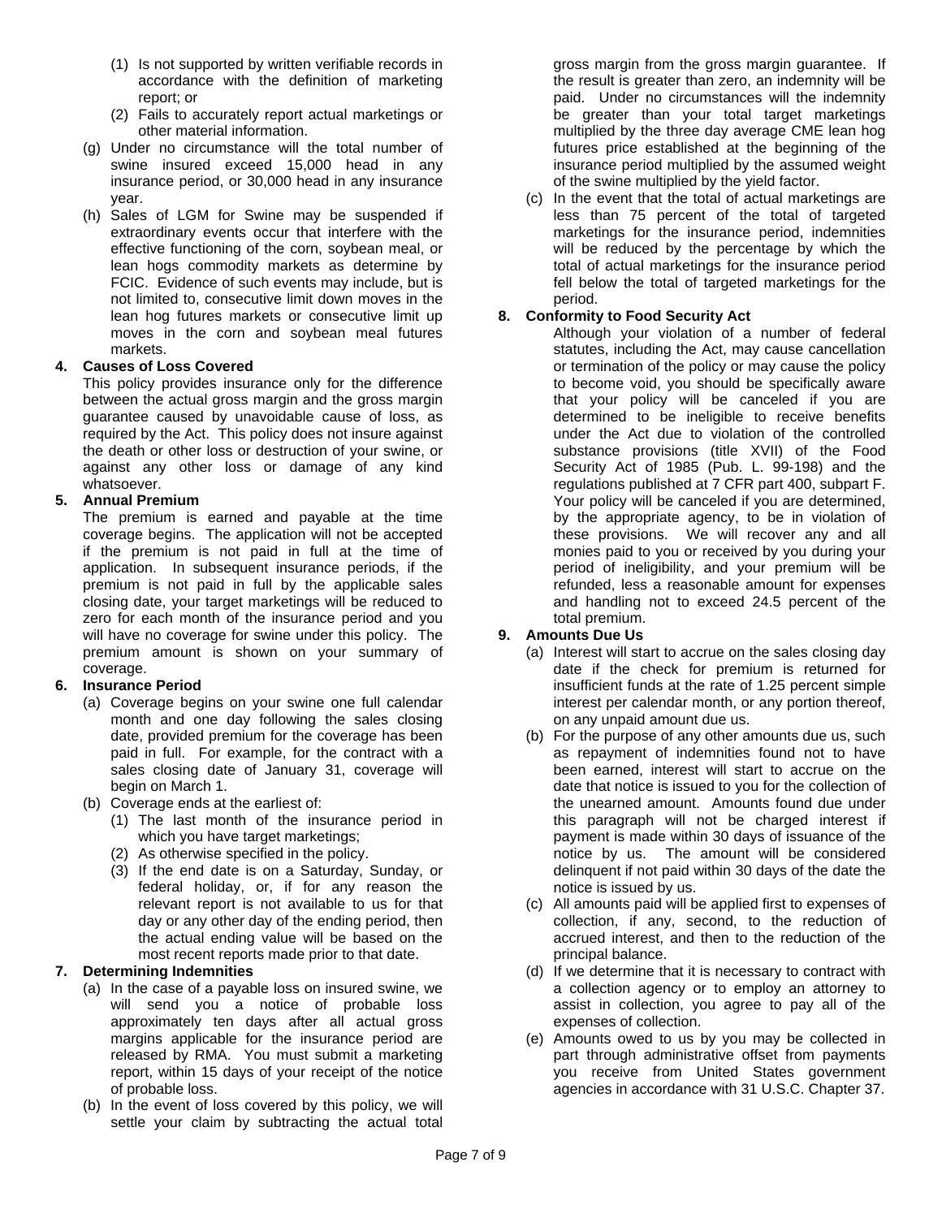(1) Is not supported by written verifiable records in accordance with the definition of marketing report; or

(2) Fails to accurately report actual marketings or other material information.

(g) Under no circumstance will the total number of swine insured exceed 15,000 head in any insurance period, or 30,000 head in any insurance year.

(h) Sales of LGM for Swine may be suspended if extraordinary events occur that interfere with the effective functioning of the corn, soybean meal, or lean hogs commodity markets as determine by FCIC. Evidence of such events may include, but is not limited to, consecutive limit down moves in the lean hog futures markets or consecutive limit up moves in the corn and soybean meal futures markets.

**4. Causes of Loss Covered**

This policy provides insurance only for the difference between the actual gross margin and the gross margin guarantee caused by unavoidable cause of loss, as required by the Act. This policy does not insure against the death or other loss or destruction of your swine, or against any other loss or damage of any kind whatsoever.

**5. Annual Premium**

The premium is earned and payable at the time coverage begins. The application will not be accepted if the premium is not paid in full at the time of application. In subsequent insurance periods, if the premium is not paid in full by the applicable sales closing date, your target marketings will be reduced to zero for each month of the insurance period and you will have no coverage for swine under this policy. The premium amount is shown on your summary of coverage.

**6. Insurance Period**

(a) Coverage begins on your swine one full calendar month and one day following the sales closing date, provided premium for the coverage has been paid in full. For example, for the contract with a sales closing date of January 31, coverage will begin on March 1.

(b) Coverage ends at the earliest of:

(1) The last month of the insurance period in which you have target marketings;

(2) As otherwise specified in the policy.

(3) If the end date is on a Saturday, Sunday, or federal holiday, or, if for any reason the relevant report is not available to us for that day or any other day of the ending period, then the actual ending value will be based on the most recent reports made prior to that date.

**7. Determining Indemnities**

(a) In the case of a payable loss on insured swine, we will send you a notice of probable loss approximately ten days after all actual gross margins applicable for the insurance period are released by RMA. You must submit a marketing report, within 15 days of your receipt of the notice of probable loss.

(b) In the event of loss covered by this policy, we will settle your claim by subtracting the actual total gross margin from the gross margin guarantee. If the result is greater than zero, an indemnity will be paid. Under no circumstances will the indemnity be greater than your total target marketings multiplied by the three day average CME lean hog futures price established at the beginning of the insurance period multiplied by the assumed weight of the swine multiplied by the yield factor.

(c) In the event that the total of actual marketings are less than 75 percent of the total of targeted marketings for the insurance period, indemnities will be reduced by the percentage by which the total of actual marketings for the insurance period fell below the total of targeted marketings for the period.

**8. Conformity to Food Security Act**

Although your violation of a number of federal statutes, including the Act, may cause cancellation or termination of the policy or may cause the policy to become void, you should be specifically aware that your policy will be canceled if you are determined to be ineligible to receive benefits under the Act due to violation of the controlled substance provisions (title XVII) of the Food Security Act of 1985 (Pub. L. 99-198) and the regulations published at 7 CFR part 400, subpart F. Your policy will be canceled if you are determined, by the appropriate agency, to be in violation of these provisions. We will recover any and all monies paid to you or received by you during your period of ineligibility, and your premium will be refunded, less a reasonable amount for expenses and handling not to exceed 24.5 percent of the total premium.

**9. Amounts Due Us**

(a) Interest will start to accrue on the sales closing day date if the check for premium is returned for insufficient funds at the rate of 1.25 percent simple interest per calendar month, or any portion thereof, on any unpaid amount due us.

(b) For the purpose of any other amounts due us, such as repayment of indemnities found not to have been earned, interest will start to accrue on the date that notice is issued to you for the collection of the unearned amount. Amounts found due under this paragraph will not be charged interest if payment is made within 30 days of issuance of the notice by us. The amount will be considered delinquent if not paid within 30 days of the date the notice is issued by us.

(c) All amounts paid will be applied first to expenses of collection, if any, second, to the reduction of accrued interest, and then to the reduction of the principal balance.

(d) If we determine that it is necessary to contract with a collection agency or to employ an attorney to assist in collection, you agree to pay all of the expenses of collection.

(e) Amounts owed to us by you may be collected in part through administrative offset from payments you receive from United States government agencies in accordance with 31 U.S.C. Chapter 37.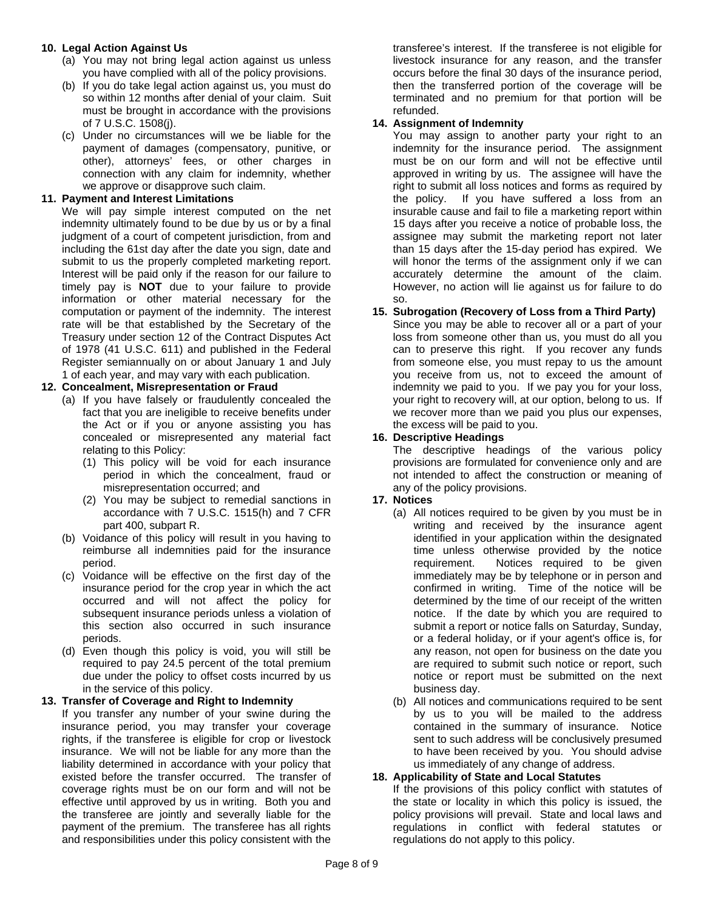**10. Legal Action Against Us**

(a) You may not bring legal action against us unless you have complied with all of the policy provisions.

(b) If you do take legal action against us, you must do so within 12 months after denial of your claim. Suit must be brought in accordance with the provisions of 7 U.S.C. 1508(j).

(c) Under no circumstances will we be liable for the payment of damages (compensatory, punitive, or other), attorneys' fees, or other charges in connection with any claim for indemnity, whether we approve or disapprove such claim.

**11. Payment and Interest Limitations**

We will pay simple interest computed on the net indemnity ultimately found to be due by us or by a final judgment of a court of competent jurisdiction, from and including the 61st day after the date you sign, date and submit to us the properly completed marketing report. Interest will be paid only if the reason for our failure to timely pay is **NOT** due to your failure to provide information or other material necessary for the computation or payment of the indemnity. The interest rate will be that established by the Secretary of the Treasury under section 12 of the Contract Disputes Act of 1978 (41 U.S.C. 611) and published in the Federal Register semiannually on or about January 1 and July 1 of each year, and may vary with each publication.

**12. Concealment, Misrepresentation or Fraud**

(a) If you have falsely or fraudulently concealed the fact that you are ineligible to receive benefits under the Act or if you or anyone assisting you has concealed or misrepresented any material fact relating to this Policy:

(1) This policy will be void for each insurance period in which the concealment, fraud or misrepresentation occurred; and

(2) You may be subject to remedial sanctions in accordance with 7 U.S.C. 1515(h) and 7 CFR part 400, subpart R.

(b) Voidance of this policy will result in you having to reimburse all indemnities paid for the insurance period.

(c) Voidance will be effective on the first day of the insurance period for the crop year in which the act occurred and will not affect the policy for subsequent insurance periods unless a violation of this section also occurred in such insurance periods.

(d) Even though this policy is void, you will still be required to pay 24.5 percent of the total premium due under the policy to offset costs incurred by us in the service of this policy.

**13. Transfer of Coverage and Right to Indemnity**

If you transfer any number of your swine during the insurance period, you may transfer your coverage rights, if the transferee is eligible for crop or livestock insurance. We will not be liable for any more than the liability determined in accordance with your policy that existed before the transfer occurred. The transfer of coverage rights must be on our form and will not be effective until approved by us in writing. Both you and the transferee are jointly and severally liable for the payment of the premium. The transferee has all rights and responsibilities under this policy consistent with the transferee's interest. If the transferee is not eligible for livestock insurance for any reason, and the transfer occurs before the final 30 days of the insurance period, then the transferred portion of the coverage will be terminated and no premium for that portion will be refunded.

**14. Assignment of Indemnity**

You may assign to another party your right to an indemnity for the insurance period. The assignment must be on our form and will not be effective until approved in writing by us. The assignee will have the right to submit all loss notices and forms as required by the policy. If you have suffered a loss from an insurable cause and fail to file a marketing report within 15 days after you receive a notice of probable loss, the assignee may submit the marketing report not later than 15 days after the 15-day period has expired. We will honor the terms of the assignment only if we can accurately determine the amount of the claim. However, no action will lie against us for failure to do so.

**15. Subrogation (Recovery of Loss from a Third Party)**

Since you may be able to recover all or a part of your loss from someone other than us, you must do all you can to preserve this right. If you recover any funds from someone else, you must repay to us the amount you receive from us, not to exceed the amount of indemnity we paid to you. If we pay you for your loss, your right to recovery will, at our option, belong to us. If we recover more than we paid you plus our expenses, the excess will be paid to you.

**16. Descriptive Headings**

The descriptive headings of the various policy provisions are formulated for convenience only and are not intended to affect the construction or meaning of any of the policy provisions.

**17. Notices**

(a) All notices required to be given by you must be in writing and received by the insurance agent identified in your application within the designated time unless otherwise provided by the notice requirement. Notices required to be given immediately may be by telephone or in person and confirmed in writing. Time of the notice will be determined by the time of our receipt of the written notice. If the date by which you are required to submit a report or notice falls on Saturday, Sunday, or a federal holiday, or if your agent's office is, for any reason, not open for business on the date you are required to submit such notice or report, such notice or report must be submitted on the next business day.

(b) All notices and communications required to be sent by us to you will be mailed to the address contained in the summary of insurance. Notice sent to such address will be conclusively presumed to have been received by you. You should advise us immediately of any change of address.

**18. Applicability of State and Local Statutes**

If the provisions of this policy conflict with statutes of the state or locality in which this policy is issued, the policy provisions will prevail. State and local laws and regulations in conflict with federal statutes or regulations do not apply to this policy.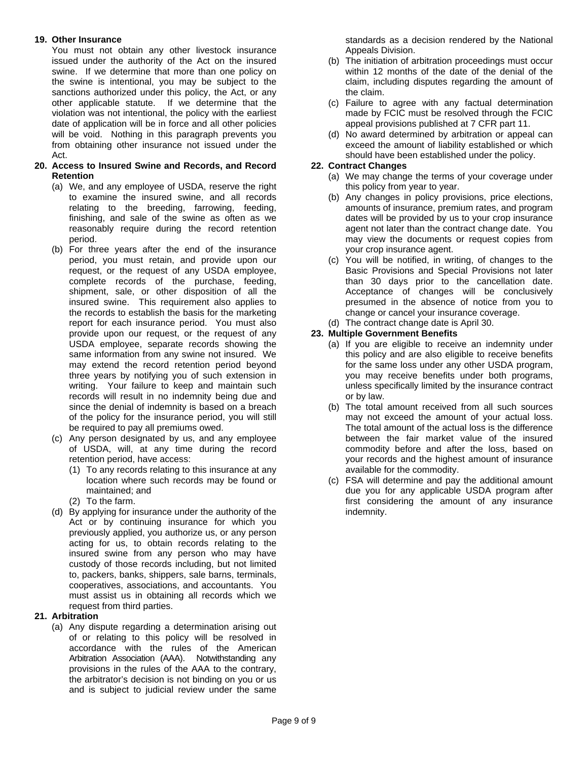**19. Other Insurance**

You must not obtain any other livestock insurance issued under the authority of the Act on the insured swine. If we determine that more than one policy on the swine is intentional, you may be subject to the sanctions authorized under this policy, the Act, or any other applicable statute. If we determine that the violation was not intentional, the policy with the earliest date of application will be in force and all other policies will be void. Nothing in this paragraph prevents you from obtaining other insurance not issued under the Act.

**20. Access to Insured Swine and Records, and Record Retention**

(a) We, and any employee of USDA, reserve the right to examine the insured swine, and all records relating to the breeding, farrowing, feeding, finishing, and sale of the swine as often as we reasonably require during the record retention period.

(b) For three years after the end of the insurance period, you must retain, and provide upon our request, or the request of any USDA employee, complete records of the purchase, feeding, shipment, sale, or other disposition of all the insured swine. This requirement also applies to the records to establish the basis for the marketing report for each insurance period. You must also provide upon our request, or the request of any USDA employee, separate records showing the same information from any swine not insured. We may extend the record retention period beyond three years by notifying you of such extension in writing. Your failure to keep and maintain such records will result in no indemnity being due and since the denial of indemnity is based on a breach of the policy for the insurance period, you will still be required to pay all premiums owed.

(c) Any person designated by us, and any employee of USDA, will, at any time during the record retention period, have access:

(1) To any records relating to this insurance at any location where such records may be found or maintained; and

(2) To the farm.

(d) By applying for insurance under the authority of the Act or by continuing insurance for which you previously applied, you authorize us, or any person acting for us, to obtain records relating to the insured swine from any person who may have custody of those records including, but not limited to, packers, banks, shippers, sale barns, terminals, cooperatives, associations, and accountants. You must assist us in obtaining all records which we request from third parties.

**21. Arbitration**

(a) Any dispute regarding a determination arising out of or relating to this policy will be resolved in accordance with the rules of the American Arbitration Association (AAA). Notwithstanding any provisions in the rules of the AAA to the contrary, the arbitrator's decision is not binding on you or us and is subject to judicial review under the same standards as a decision rendered by the National Appeals Division.

(b) The initiation of arbitration proceedings must occur within 12 months of the date of the denial of the claim, including disputes regarding the amount of the claim.

(c) Failure to agree with any factual determination made by FCIC must be resolved through the FCIC appeal provisions published at 7 CFR part 11.

(d) No award determined by arbitration or appeal can exceed the amount of liability established or which should have been established under the policy.

**22. Contract Changes**

(a) We may change the terms of your coverage under this policy from year to year.

(b) Any changes in policy provisions, price elections, amounts of insurance, premium rates, and program dates will be provided by us to your crop insurance agent not later than the contract change date. You may view the documents or request copies from your crop insurance agent.

(c) You will be notified, in writing, of changes to the Basic Provisions and Special Provisions not later than 30 days prior to the cancellation date. Acceptance of changes will be conclusively presumed in the absence of notice from you to change or cancel your insurance coverage.

(d) The contract change date is April 30.

**23. Multiple Government Benefits**

(a) If you are eligible to receive an indemnity under this policy and are also eligible to receive benefits for the same loss under any other USDA program, you may receive benefits under both programs, unless specifically limited by the insurance contract or by law.

(b) The total amount received from all such sources may not exceed the amount of your actual loss. The total amount of the actual loss is the difference between the fair market value of the insured commodity before and after the loss, based on your records and the highest amount of insurance available for the commodity.

(c) FSA will determine and pay the additional amount due you for any applicable USDA program after first considering the amount of any insurance indemnity.